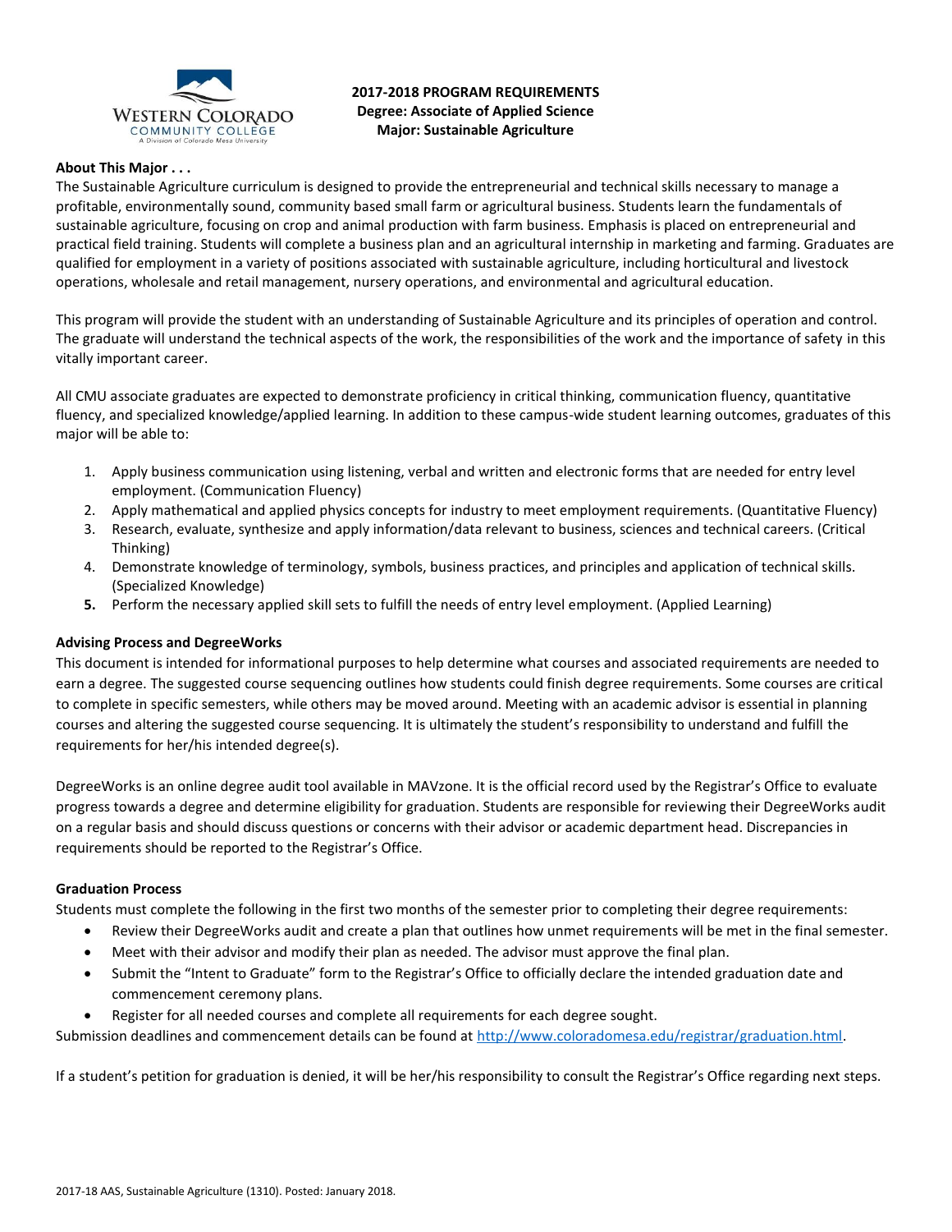**2017-2018 PROGRAM REQUIREMENTS**
**Degree: Associate of Applied Science**
**Major: Sustainable Agriculture**

**About This Major . . .**

The Sustainable Agriculture curriculum is designed to provide the entrepreneurial and technical skills necessary to manage a profitable, environmentally sound, community based small farm or agricultural business. Students learn the fundamentals of sustainable agriculture, focusing on crop and animal production with farm business. Emphasis is placed on entrepreneurial and practical field training. Students will complete a business plan and an agricultural internship in marketing and farming. Graduates are qualified for employment in a variety of positions associated with sustainable agriculture, including horticultural and livestock operations, wholesale and retail management, nursery operations, and environmental and agricultural education.

This program will provide the student with an understanding of Sustainable Agriculture and its principles of operation and control. The graduate will understand the technical aspects of the work, the responsibilities of the work and the importance of safety in this vitally important career.

All CMU associate graduates are expected to demonstrate proficiency in critical thinking, communication fluency, quantitative fluency, and specialized knowledge/applied learning. In addition to these campus-wide student learning outcomes, graduates of this major will be able to:

1. Apply business communication using listening, verbal and written and electronic forms that are needed for entry level employment. (Communication Fluency)
2. Apply mathematical and applied physics concepts for industry to meet employment requirements. (Quantitative Fluency)
3. Research, evaluate, synthesize and apply information/data relevant to business, sciences and technical careers. (Critical Thinking)
4. Demonstrate knowledge of terminology, symbols, business practices, and principles and application of technical skills. (Specialized Knowledge)
5. Perform the necessary applied skill sets to fulfill the needs of entry level employment. (Applied Learning)

**Advising Process and DegreeWorks**

This document is intended for informational purposes to help determine what courses and associated requirements are needed to earn a degree. The suggested course sequencing outlines how students could finish degree requirements. Some courses are critical to complete in specific semesters, while others may be moved around. Meeting with an academic advisor is essential in planning courses and altering the suggested course sequencing. It is ultimately the student's responsibility to understand and fulfill the requirements for her/his intended degree(s).

DegreeWorks is an online degree audit tool available in MAVzone. It is the official record used by the Registrar's Office to evaluate progress towards a degree and determine eligibility for graduation. Students are responsible for reviewing their DegreeWorks audit on a regular basis and should discuss questions or concerns with their advisor or academic department head. Discrepancies in requirements should be reported to the Registrar's Office.

**Graduation Process**

Students must complete the following in the first two months of the semester prior to completing their degree requirements:

- Review their DegreeWorks audit and create a plan that outlines how unmet requirements will be met in the final semester.
- Meet with their advisor and modify their plan as needed. The advisor must approve the final plan.
- Submit the "Intent to Graduate" form to the Registrar's Office to officially declare the intended graduation date and commencement ceremony plans.
- Register for all needed courses and complete all requirements for each degree sought.

Submission deadlines and commencement details can be found at http://www.coloradomesa.edu/registrar/graduation.html.

If a student's petition for graduation is denied, it will be her/his responsibility to consult the Registrar's Office regarding next steps.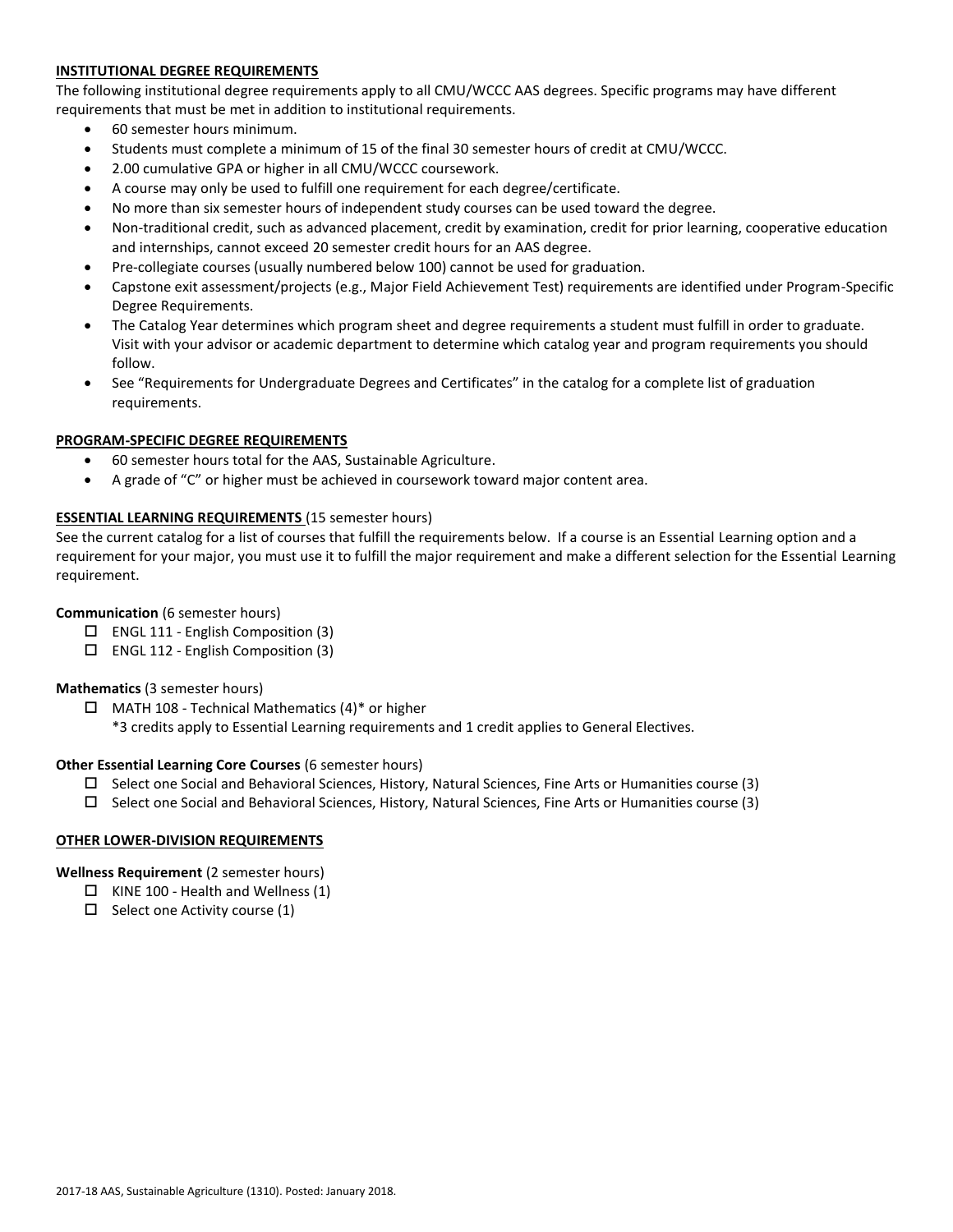## INSTITUTIONAL DEGREE REQUIREMENTS

The following institutional degree requirements apply to all CMU/WCCC AAS degrees. Specific programs may have different requirements that must be met in addition to institutional requirements.

- 60 semester hours minimum.
- Students must complete a minimum of 15 of the final 30 semester hours of credit at CMU/WCCC.
- 2.00 cumulative GPA or higher in all CMU/WCCC coursework.
- A course may only be used to fulfill one requirement for each degree/certificate.
- No more than six semester hours of independent study courses can be used toward the degree.
- Non-traditional credit, such as advanced placement, credit by examination, credit for prior learning, cooperative education and internships, cannot exceed 20 semester credit hours for an AAS degree.
- Pre-collegiate courses (usually numbered below 100) cannot be used for graduation.
- Capstone exit assessment/projects (e.g., Major Field Achievement Test) requirements are identified under Program-Specific Degree Requirements.
- The Catalog Year determines which program sheet and degree requirements a student must fulfill in order to graduate. Visit with your advisor or academic department to determine which catalog year and program requirements you should follow.
- See "Requirements for Undergraduate Degrees and Certificates" in the catalog for a complete list of graduation requirements.

## PROGRAM-SPECIFIC DEGREE REQUIREMENTS

- 60 semester hours total for the AAS, Sustainable Agriculture.
- A grade of "C" or higher must be achieved in coursework toward major content area.

## ESSENTIAL LEARNING REQUIREMENTS (15 semester hours)

See the current catalog for a list of courses that fulfill the requirements below. If a course is an Essential Learning option and a requirement for your major, you must use it to fulfill the major requirement and make a different selection for the Essential Learning requirement.

**Communication** (6 semester hours)

- ☐ ENGL 111 - English Composition (3)
- ☐ ENGL 112 - English Composition (3)

**Mathematics** (3 semester hours)

- ☐ MATH 108 - Technical Mathematics (4)* or higher
  *3 credits apply to Essential Learning requirements and 1 credit applies to General Electives.

**Other Essential Learning Core Courses** (6 semester hours)

- ☐ Select one Social and Behavioral Sciences, History, Natural Sciences, Fine Arts or Humanities course (3)
- ☐ Select one Social and Behavioral Sciences, History, Natural Sciences, Fine Arts or Humanities course (3)

## OTHER LOWER-DIVISION REQUIREMENTS

**Wellness Requirement** (2 semester hours)

- ☐ KINE 100 - Health and Wellness (1)
- ☐ Select one Activity course (1)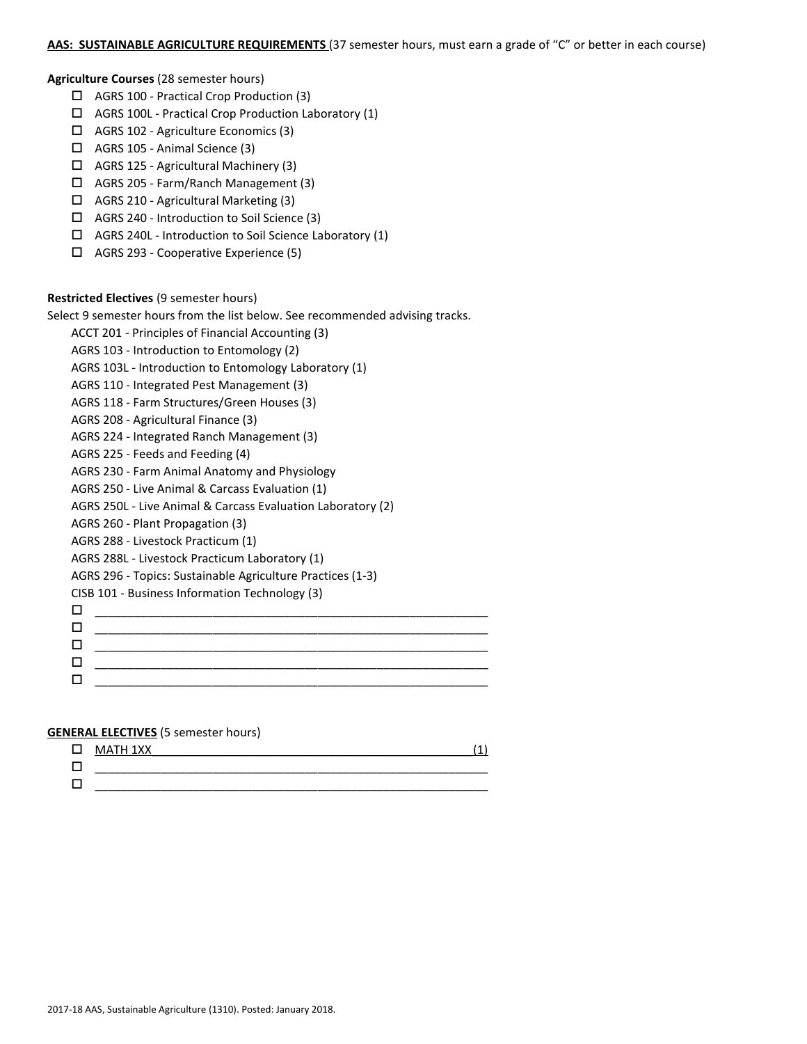**AAS: SUSTAINABLE AGRICULTURE REQUIREMENTS** (37 semester hours, must earn a grade of "C" or better in each course)

**Agriculture Courses** (28 semester hours)

- ☐ AGRS 100 - Practical Crop Production (3)
- ☐ AGRS 100L - Practical Crop Production Laboratory (1)
- ☐ AGRS 102 - Agriculture Economics (3)
- ☐ AGRS 105 - Animal Science (3)
- ☐ AGRS 125 - Agricultural Machinery (3)
- ☐ AGRS 205 - Farm/Ranch Management (3)
- ☐ AGRS 210 - Agricultural Marketing (3)
- ☐ AGRS 240 - Introduction to Soil Science (3)
- ☐ AGRS 240L - Introduction to Soil Science Laboratory (1)
- ☐ AGRS 293 - Cooperative Experience (5)

**Restricted Electives** (9 semester hours)

Select 9 semester hours from the list below. See recommended advising tracks.

ACCT 201 - Principles of Financial Accounting (3)
AGRS 103 - Introduction to Entomology (2)
AGRS 103L - Introduction to Entomology Laboratory (1)
AGRS 110 - Integrated Pest Management (3)
AGRS 118 - Farm Structures/Green Houses (3)
AGRS 208 - Agricultural Finance (3)
AGRS 224 - Integrated Ranch Management (3)
AGRS 225 - Feeds and Feeding (4)
AGRS 230 - Farm Animal Anatomy and Physiology
AGRS 250 - Live Animal & Carcass Evaluation (1)
AGRS 250L - Live Animal & Carcass Evaluation Laboratory (2)
AGRS 260 - Plant Propagation (3)
AGRS 288 - Livestock Practicum (1)
AGRS 288L - Livestock Practicum Laboratory (1)
AGRS 296 - Topics: Sustainable Agriculture Practices (1-3)
CISB 101 - Business Information Technology (3)

- ☐ ____________________________________________
- ☐ ____________________________________________
- ☐ ____________________________________________
- ☐ ____________________________________________
- ☐ ____________________________________________

**GENERAL ELECTIVES** (5 semester hours)

- ☐ MATH 1XX (1)
- ☐ ____________________________________________
- ☐ ____________________________________________

2017-18 AAS, Sustainable Agriculture (1310). Posted: January 2018.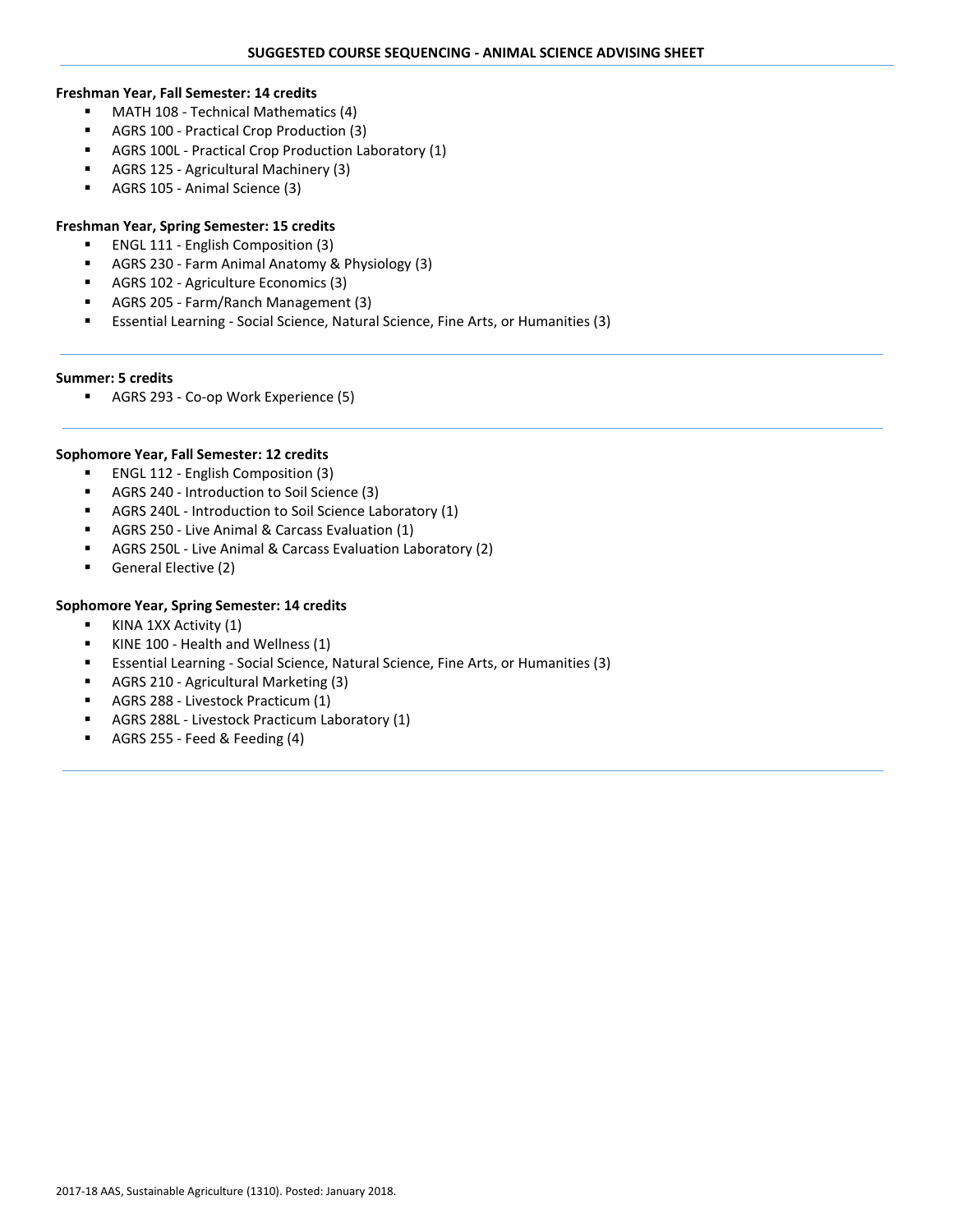## SUGGESTED COURSE SEQUENCING - ANIMAL SCIENCE ADVISING SHEET

**Freshman Year, Fall Semester: 14 credits**

- MATH 108 - Technical Mathematics (4)
- AGRS 100 - Practical Crop Production (3)
- AGRS 100L - Practical Crop Production Laboratory (1)
- AGRS 125 - Agricultural Machinery (3)
- AGRS 105 - Animal Science (3)

**Freshman Year, Spring Semester: 15 credits**

- ENGL 111 - English Composition (3)
- AGRS 230 - Farm Animal Anatomy & Physiology (3)
- AGRS 102 - Agriculture Economics (3)
- AGRS 205 - Farm/Ranch Management (3)
- Essential Learning - Social Science, Natural Science, Fine Arts, or Humanities (3)

---

**Summer: 5 credits**

- AGRS 293 - Co-op Work Experience (5)

---

**Sophomore Year, Fall Semester: 12 credits**

- ENGL 112 - English Composition (3)
- AGRS 240 - Introduction to Soil Science (3)
- AGRS 240L - Introduction to Soil Science Laboratory (1)
- AGRS 250 - Live Animal & Carcass Evaluation (1)
- AGRS 250L - Live Animal & Carcass Evaluation Laboratory (2)
- General Elective (2)

**Sophomore Year, Spring Semester: 14 credits**

- KINA 1XX Activity (1)
- KINE 100 - Health and Wellness (1)
- Essential Learning - Social Science, Natural Science, Fine Arts, or Humanities (3)
- AGRS 210 - Agricultural Marketing (3)
- AGRS 288 - Livestock Practicum (1)
- AGRS 288L - Livestock Practicum Laboratory (1)
- AGRS 255 - Feed & Feeding (4)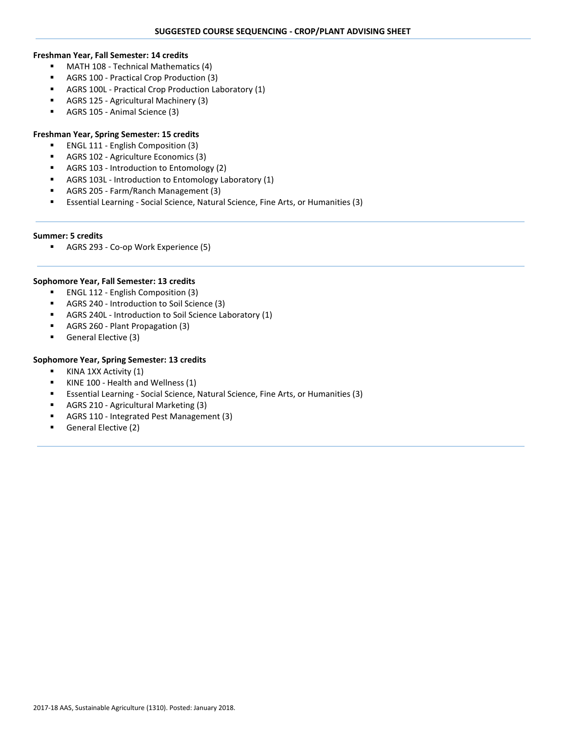# SUGGESTED COURSE SEQUENCING - CROP/PLANT ADVISING SHEET

**Freshman Year, Fall Semester: 14 credits**

- MATH 108 - Technical Mathematics (4)
- AGRS 100 - Practical Crop Production (3)
- AGRS 100L - Practical Crop Production Laboratory (1)
- AGRS 125 - Agricultural Machinery (3)
- AGRS 105 - Animal Science (3)

**Freshman Year, Spring Semester: 15 credits**

- ENGL 111 - English Composition (3)
- AGRS 102 - Agriculture Economics (3)
- AGRS 103 - Introduction to Entomology (2)
- AGRS 103L - Introduction to Entomology Laboratory (1)
- AGRS 205 - Farm/Ranch Management (3)
- Essential Learning - Social Science, Natural Science, Fine Arts, or Humanities (3)

---

**Summer: 5 credits**

- AGRS 293 - Co-op Work Experience (5)

---

**Sophomore Year, Fall Semester: 13 credits**

- ENGL 112 - English Composition (3)
- AGRS 240 - Introduction to Soil Science (3)
- AGRS 240L - Introduction to Soil Science Laboratory (1)
- AGRS 260 - Plant Propagation (3)
- General Elective (3)

**Sophomore Year, Spring Semester: 13 credits**

- KINA 1XX Activity (1)
- KINE 100 - Health and Wellness (1)
- Essential Learning - Social Science, Natural Science, Fine Arts, or Humanities (3)
- AGRS 210 - Agricultural Marketing (3)
- AGRS 110 - Integrated Pest Management (3)
- General Elective (2)

---

2017-18 AAS, Sustainable Agriculture (1310). Posted: January 2018.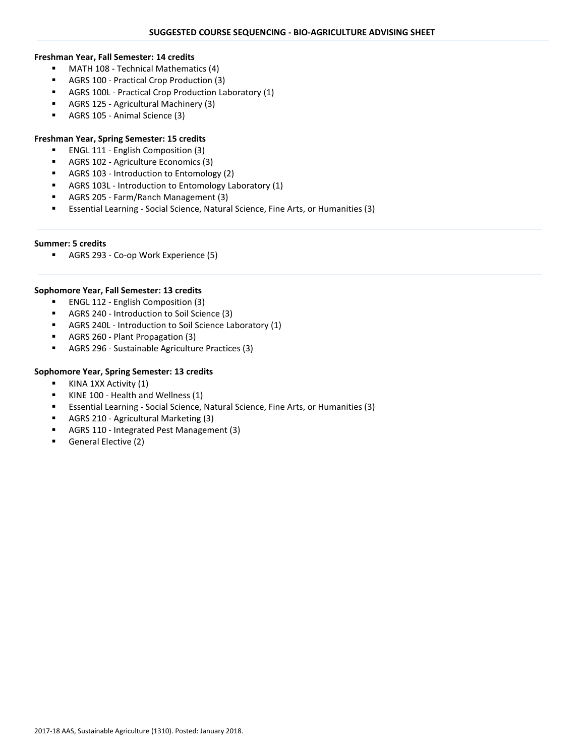## SUGGESTED COURSE SEQUENCING - BIO-AGRICULTURE ADVISING SHEET

**Freshman Year, Fall Semester: 14 credits**

- MATH 108 - Technical Mathematics (4)
- AGRS 100 - Practical Crop Production (3)
- AGRS 100L - Practical Crop Production Laboratory (1)
- AGRS 125 - Agricultural Machinery (3)
- AGRS 105 - Animal Science (3)

**Freshman Year, Spring Semester: 15 credits**

- ENGL 111 - English Composition (3)
- AGRS 102 - Agriculture Economics (3)
- AGRS 103 - Introduction to Entomology (2)
- AGRS 103L - Introduction to Entomology Laboratory (1)
- AGRS 205 - Farm/Ranch Management (3)
- Essential Learning - Social Science, Natural Science, Fine Arts, or Humanities (3)

---

**Summer: 5 credits**

- AGRS 293 - Co-op Work Experience (5)

---

**Sophomore Year, Fall Semester: 13 credits**

- ENGL 112 - English Composition (3)
- AGRS 240 - Introduction to Soil Science (3)
- AGRS 240L - Introduction to Soil Science Laboratory (1)
- AGRS 260 - Plant Propagation (3)
- AGRS 296 - Sustainable Agriculture Practices (3)

**Sophomore Year, Spring Semester: 13 credits**

- KINA 1XX Activity (1)
- KINE 100 - Health and Wellness (1)
- Essential Learning - Social Science, Natural Science, Fine Arts, or Humanities (3)
- AGRS 210 - Agricultural Marketing (3)
- AGRS 110 - Integrated Pest Management (3)
- General Elective (2)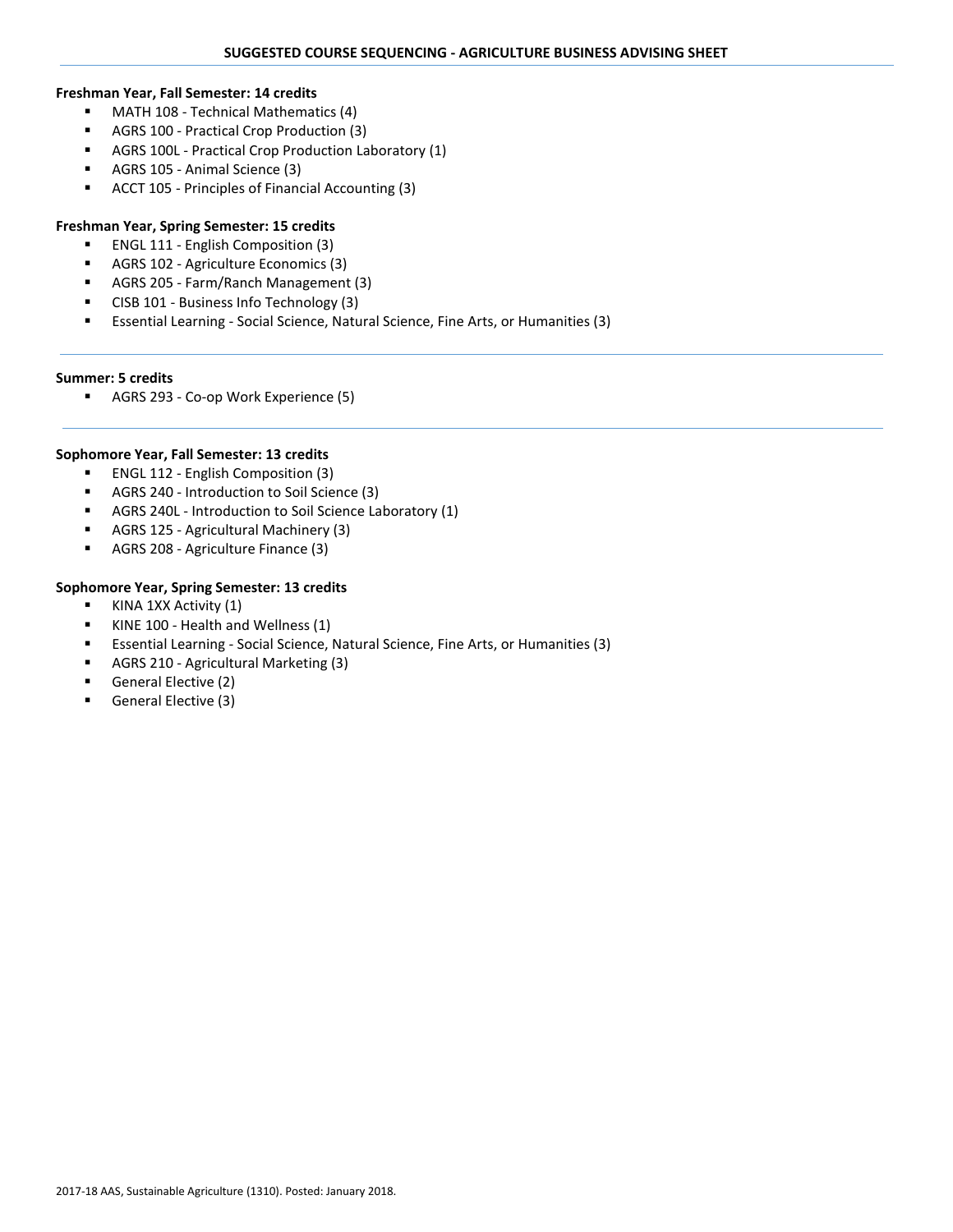## SUGGESTED COURSE SEQUENCING - AGRICULTURE BUSINESS ADVISING SHEET

**Freshman Year, Fall Semester: 14 credits**

- MATH 108 - Technical Mathematics (4)
- AGRS 100 - Practical Crop Production (3)
- AGRS 100L - Practical Crop Production Laboratory (1)
- AGRS 105 - Animal Science (3)
- ACCT 105 - Principles of Financial Accounting (3)

**Freshman Year, Spring Semester: 15 credits**

- ENGL 111 - English Composition (3)
- AGRS 102 - Agriculture Economics (3)
- AGRS 205 - Farm/Ranch Management (3)
- CISB 101 - Business Info Technology (3)
- Essential Learning - Social Science, Natural Science, Fine Arts, or Humanities (3)

---

**Summer: 5 credits**

- AGRS 293 - Co-op Work Experience (5)

---

**Sophomore Year, Fall Semester: 13 credits**

- ENGL 112 - English Composition (3)
- AGRS 240 - Introduction to Soil Science (3)
- AGRS 240L - Introduction to Soil Science Laboratory (1)
- AGRS 125 - Agricultural Machinery (3)
- AGRS 208 - Agriculture Finance (3)

**Sophomore Year, Spring Semester: 13 credits**

- KINA 1XX Activity (1)
- KINE 100 - Health and Wellness (1)
- Essential Learning - Social Science, Natural Science, Fine Arts, or Humanities (3)
- AGRS 210 - Agricultural Marketing (3)
- General Elective (2)
- General Elective (3)

2017-18 AAS, Sustainable Agriculture (1310). Posted: January 2018.